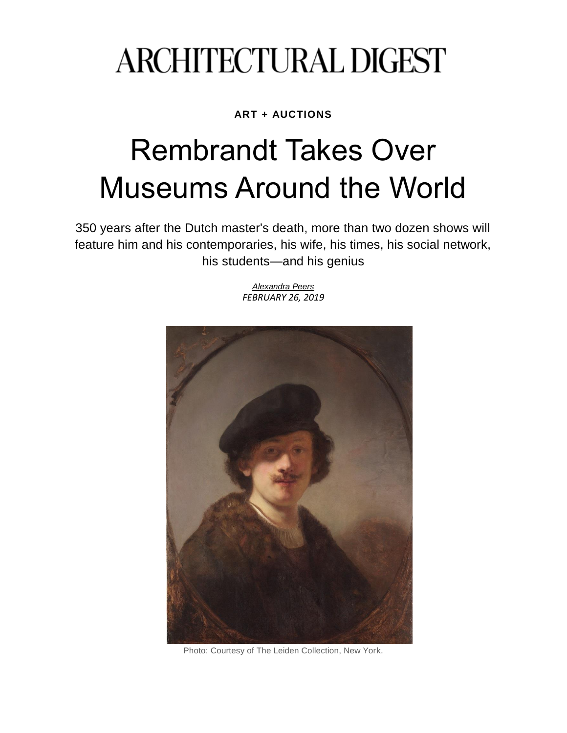# ARCHITECTURAL DIGEST

**ART + AUCTIONS**

# Rembrandt Takes Over Museums Around the World

350 years after the Dutch master's death, more than two dozen shows will feature him and his contemporaries, his wife, his times, his social network, his students—and his genius

*Alexandra Peers*
*FEBRUARY 26, 2019*

Photo: Courtesy of The Leiden Collection, New York.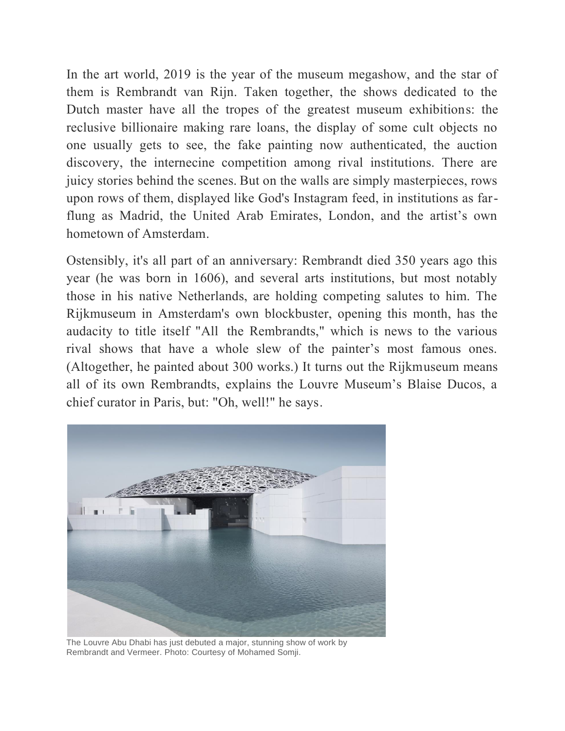In the art world, 2019 is the year of the museum megashow, and the star of them is Rembrandt van Rijn. Taken together, the shows dedicated to the Dutch master have all the tropes of the greatest museum exhibitions: the reclusive billionaire making rare loans, the display of some cult objects no one usually gets to see, the fake painting now authenticated, the auction discovery, the internecine competition among rival institutions. There are juicy stories behind the scenes. But on the walls are simply masterpieces, rows upon rows of them, displayed like God's Instagram feed, in institutions as far-flung as Madrid, the United Arab Emirates, London, and the artist's own hometown of Amsterdam.

Ostensibly, it's all part of an anniversary: Rembrandt died 350 years ago this year (he was born in 1606), and several arts institutions, but most notably those in his native Netherlands, are holding competing salutes to him. The Rijkmuseum in Amsterdam's own blockbuster, opening this month, has the audacity to title itself "All the Rembrandts," which is news to the various rival shows that have a whole slew of the painter's most famous ones. (Altogether, he painted about 300 works.) It turns out the Rijkmuseum means all of its own Rembrandts, explains the Louvre Museum's Blaise Ducos, a chief curator in Paris, but: "Oh, well!" he says.

The Louvre Abu Dhabi has just debuted a major, stunning show of work by Rembrandt and Vermeer. Photo: Courtesy of Mohamed Somji.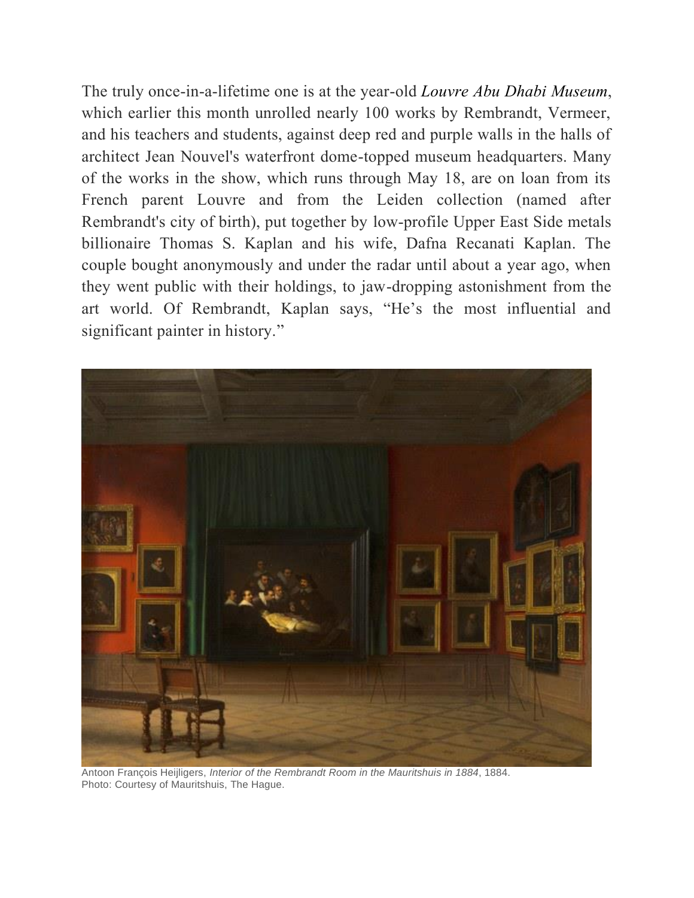The truly once-in-a-lifetime one is at the year-old *Louvre Abu Dhabi Museum*, which earlier this month unrolled nearly 100 works by Rembrandt, Vermeer, and his teachers and students, against deep red and purple walls in the halls of architect Jean Nouvel's waterfront dome-topped museum headquarters. Many of the works in the show, which runs through May 18, are on loan from its French parent Louvre and from the Leiden collection (named after Rembrandt's city of birth), put together by low-profile Upper East Side metals billionaire Thomas S. Kaplan and his wife, Dafna Recanati Kaplan. The couple bought anonymously and under the radar until about a year ago, when they went public with their holdings, to jaw-dropping astonishment from the art world. Of Rembrandt, Kaplan says, "He's the most influential and significant painter in history."

Antoon François Heijligers, *Interior of the Rembrandt Room in the Mauritshuis in 1884*, 1884.
Photo: Courtesy of Mauritshuis, The Hague.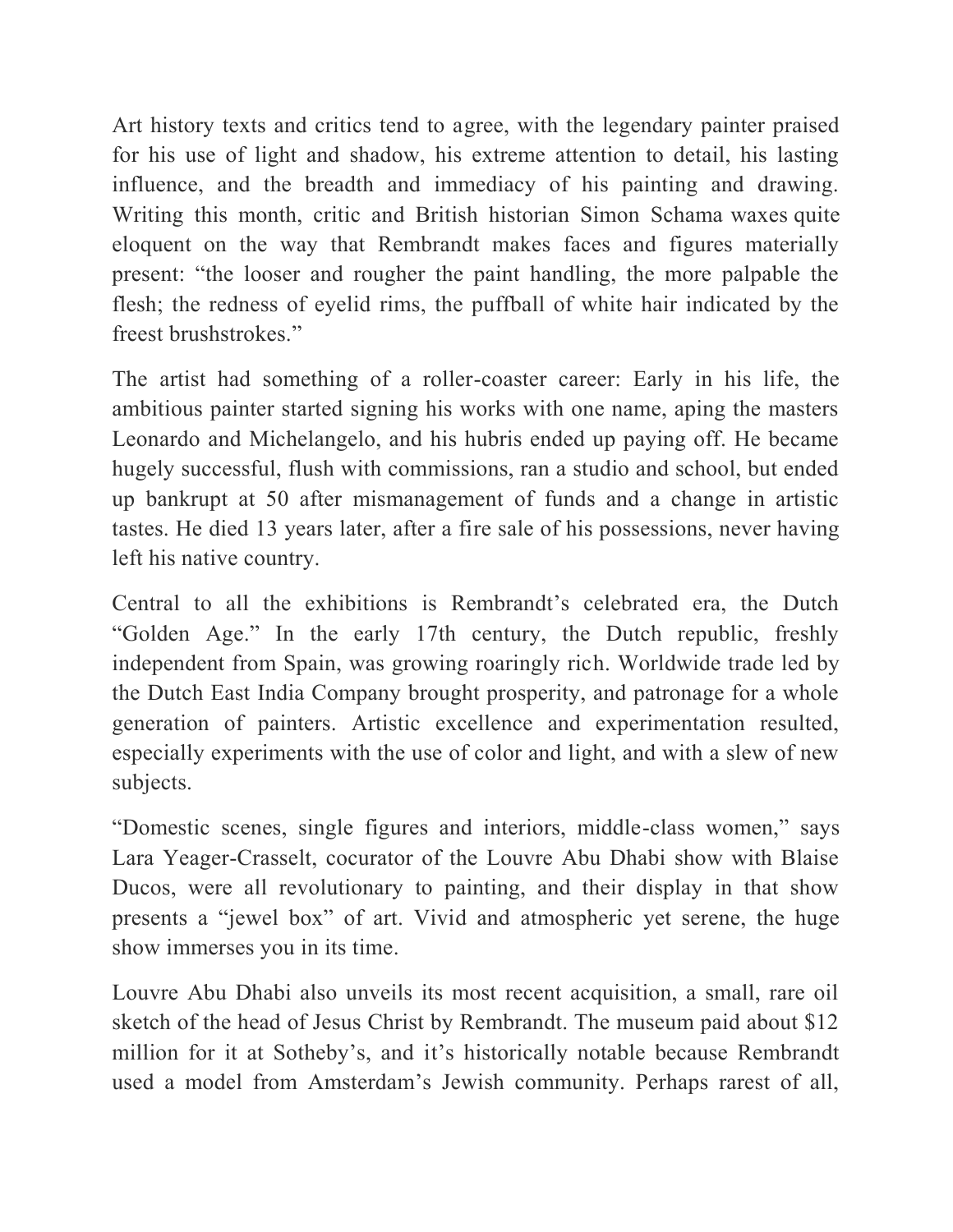Art history texts and critics tend to agree, with the legendary painter praised for his use of light and shadow, his extreme attention to detail, his lasting influence, and the breadth and immediacy of his painting and drawing. Writing this month, critic and British historian Simon Schama waxes quite eloquent on the way that Rembrandt makes faces and figures materially present: “the looser and rougher the paint handling, the more palpable the flesh; the redness of eyelid rims, the puffball of white hair indicated by the freest brushstrokes.”

The artist had something of a roller-coaster career: Early in his life, the ambitious painter started signing his works with one name, aping the masters Leonardo and Michelangelo, and his hubris ended up paying off. He became hugely successful, flush with commissions, ran a studio and school, but ended up bankrupt at 50 after mismanagement of funds and a change in artistic tastes. He died 13 years later, after a fire sale of his possessions, never having left his native country.

Central to all the exhibitions is Rembrandt’s celebrated era, the Dutch “Golden Age.” In the early 17th century, the Dutch republic, freshly independent from Spain, was growing roaringly rich. Worldwide trade led by the Dutch East India Company brought prosperity, and patronage for a whole generation of painters. Artistic excellence and experimentation resulted, especially experiments with the use of color and light, and with a slew of new subjects.

“Domestic scenes, single figures and interiors, middle-class women,” says Lara Yeager-Crasselt, cocurator of the Louvre Abu Dhabi show with Blaise Ducos, were all revolutionary to painting, and their display in that show presents a “jewel box” of art. Vivid and atmospheric yet serene, the huge show immerses you in its time.

Louvre Abu Dhabi also unveils its most recent acquisition, a small, rare oil sketch of the head of Jesus Christ by Rembrandt. The museum paid about $12 million for it at Sotheby’s, and it’s historically notable because Rembrandt used a model from Amsterdam’s Jewish community. Perhaps rarest of all,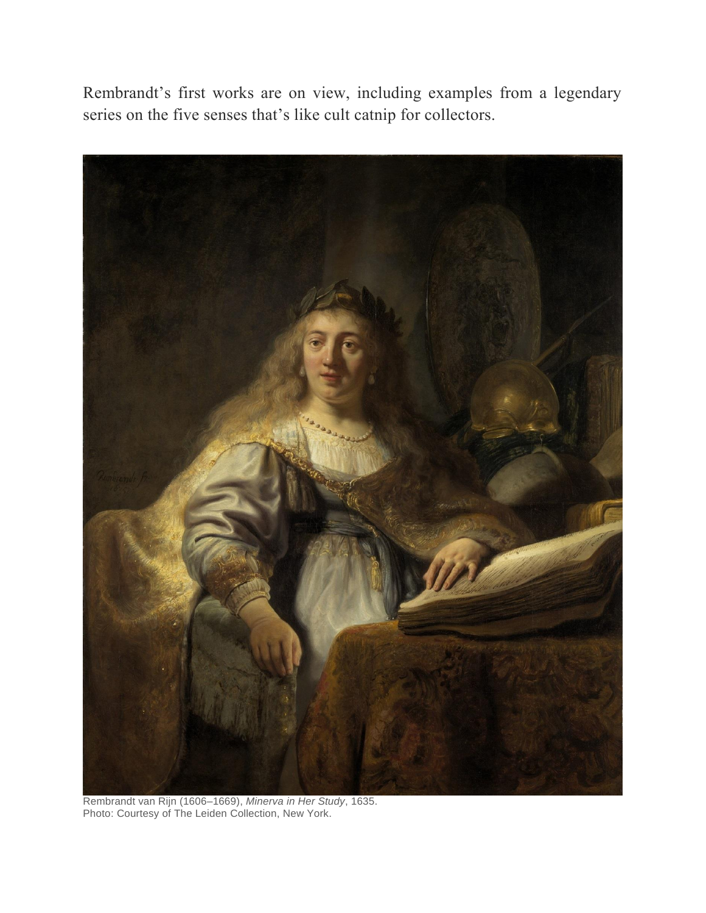Rembrandt's first works are on view, including examples from a legendary series on the five senses that's like cult catnip for collectors.

Rembrandt van Rijn (1606–1669), *Minerva in Her Study*, 1635.
Photo: Courtesy of The Leiden Collection, New York.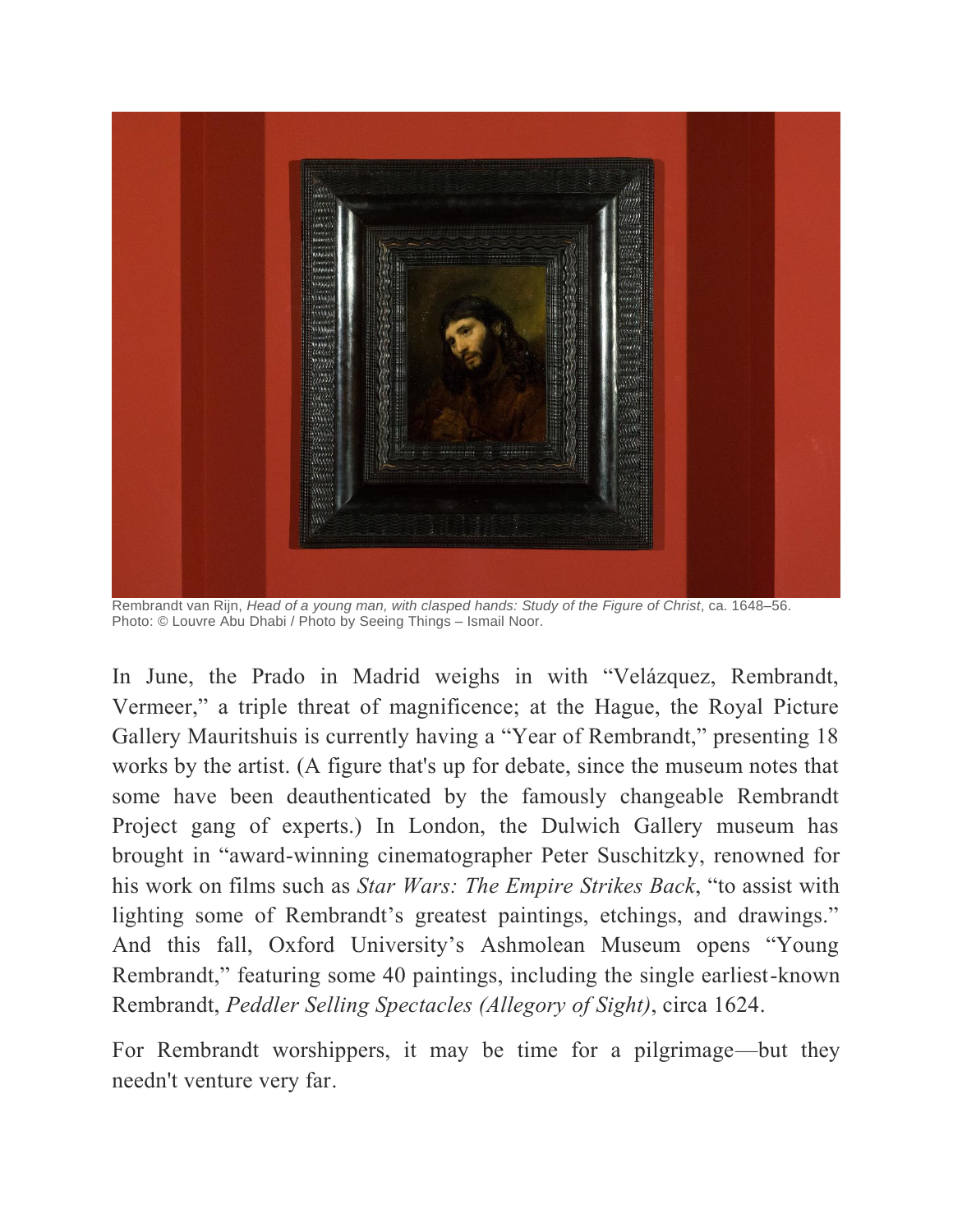Rembrandt van Rijn, *Head of a young man, with clasped hands: Study of the Figure of Christ*, ca. 1648–56. Photo: © Louvre Abu Dhabi / Photo by Seeing Things – Ismail Noor.

In June, the Prado in Madrid weighs in with "Velázquez, Rembrandt, Vermeer," a triple threat of magnificence; at the Hague, the Royal Picture Gallery Mauritshuis is currently having a "Year of Rembrandt," presenting 18 works by the artist. (A figure that's up for debate, since the museum notes that some have been deauthenticated by the famously changeable Rembrandt Project gang of experts.) In London, the Dulwich Gallery museum has brought in "award-winning cinematographer Peter Suschitzky, renowned for his work on films such as *Star Wars: The Empire Strikes Back*, "to assist with lighting some of Rembrandt's greatest paintings, etchings, and drawings." And this fall, Oxford University's Ashmolean Museum opens "Young Rembrandt," featuring some 40 paintings, including the single earliest-known Rembrandt, *Peddler Selling Spectacles (Allegory of Sight)*, circa 1624.

For Rembrandt worshippers, it may be time for a pilgrimage—but they needn't venture very far.